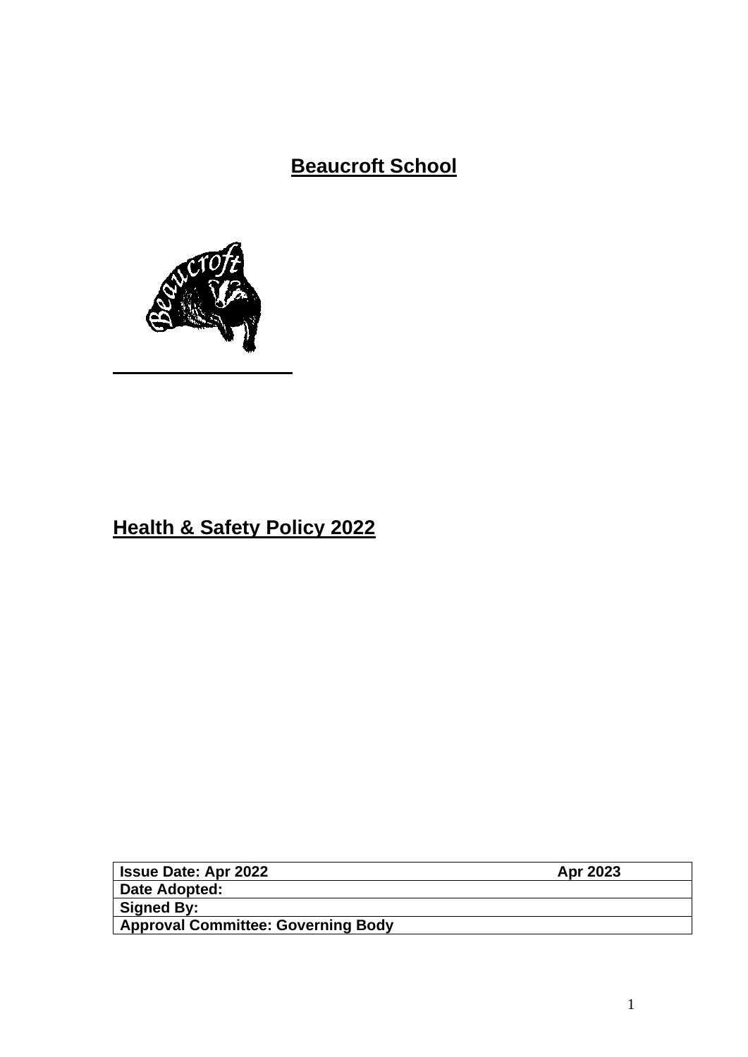# Beaucroft School

# Health & Safety Policy 2022

| Issue Date: Apr 2022 | Apr 2023 |
|---|---|
| Date Adopted: | |
| Signed By: | |
| Approval Committee: Governing Body | |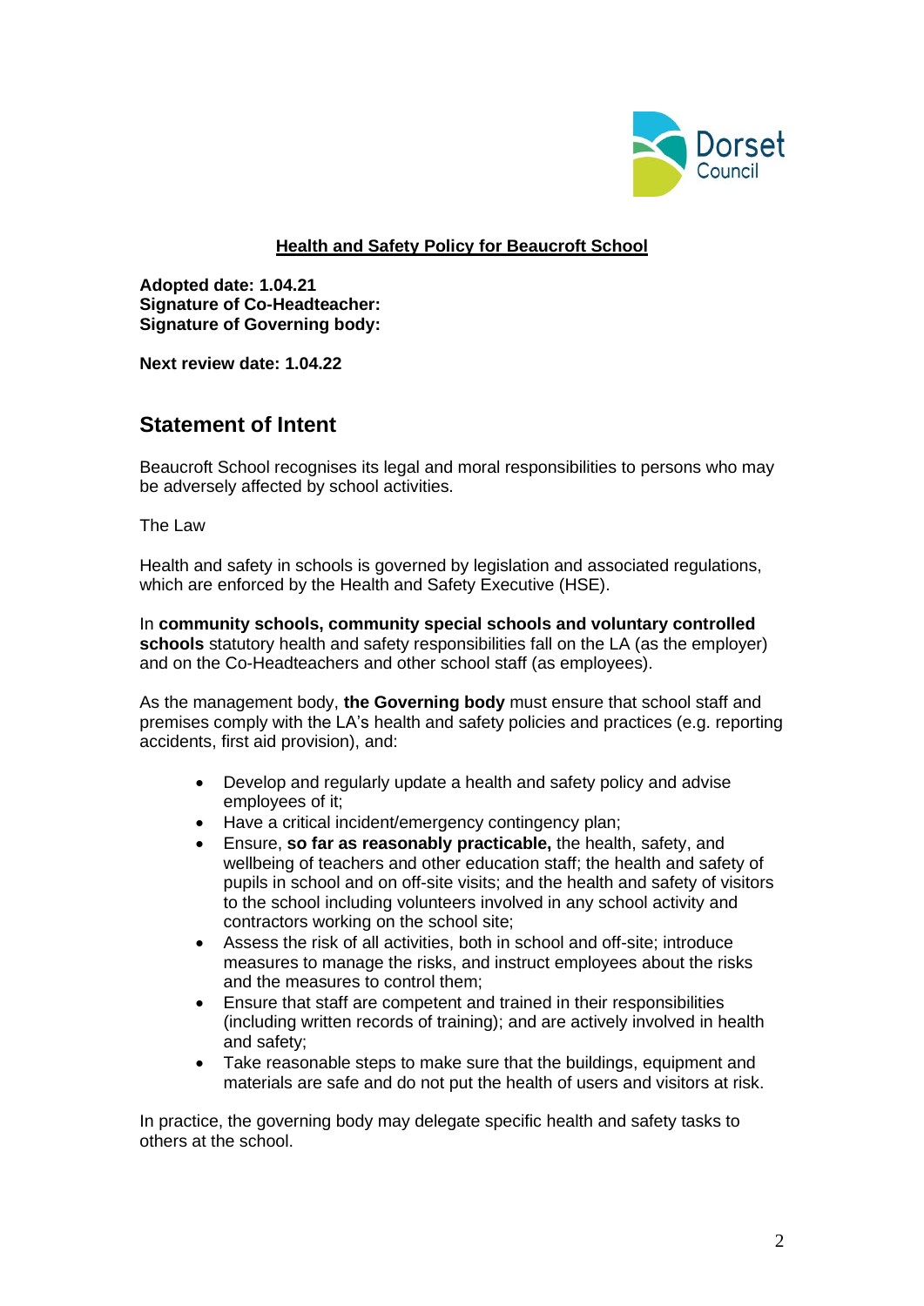**Health and Safety Policy for Beaucroft School**

**Adopted date: 1.04.21**
**Signature of Co-Headteacher:**
**Signature of Governing body:**

**Next review date: 1.04.22**

## Statement of Intent

Beaucroft School recognises its legal and moral responsibilities to persons who may be adversely affected by school activities.

The Law

Health and safety in schools is governed by legislation and associated regulations, which are enforced by the Health and Safety Executive (HSE).

In **community schools, community special schools and voluntary controlled schools** statutory health and safety responsibilities fall on the LA (as the employer) and on the Co-Headteachers and other school staff (as employees).

As the management body, **the Governing body** must ensure that school staff and premises comply with the LA's health and safety policies and practices (e.g. reporting accidents, first aid provision), and:

- Develop and regularly update a health and safety policy and advise employees of it;
- Have a critical incident/emergency contingency plan;
- Ensure, **so far as reasonably practicable,** the health, safety, and wellbeing of teachers and other education staff; the health and safety of pupils in school and on off-site visits; and the health and safety of visitors to the school including volunteers involved in any school activity and contractors working on the school site;
- Assess the risk of all activities, both in school and off-site; introduce measures to manage the risks, and instruct employees about the risks and the measures to control them;
- Ensure that staff are competent and trained in their responsibilities (including written records of training); and are actively involved in health and safety;
- Take reasonable steps to make sure that the buildings, equipment and materials are safe and do not put the health of users and visitors at risk.

In practice, the governing body may delegate specific health and safety tasks to others at the school.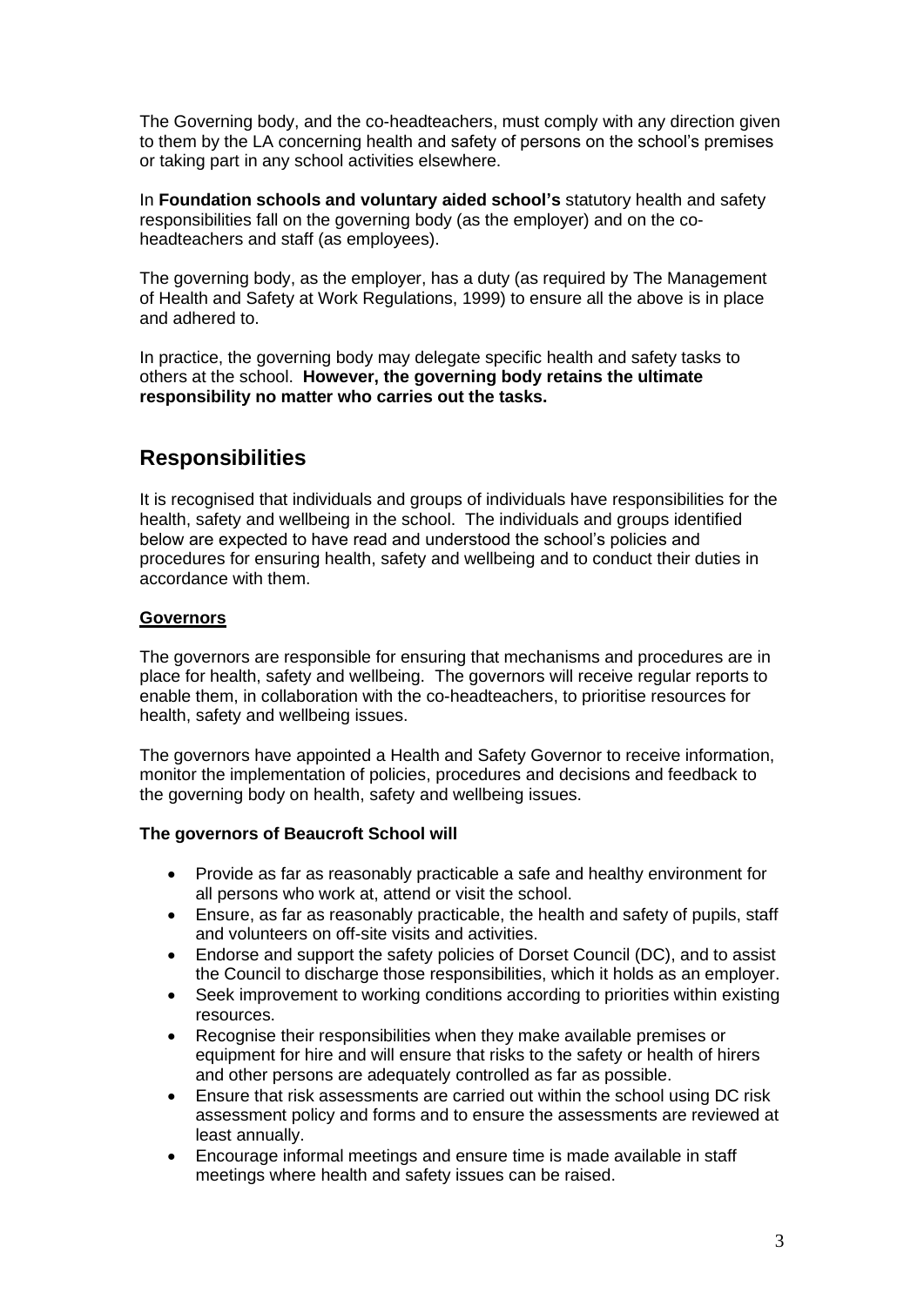The Governing body, and the co-headteachers, must comply with any direction given to them by the LA concerning health and safety of persons on the school's premises or taking part in any school activities elsewhere.

In **Foundation schools and voluntary aided school's** statutory health and safety responsibilities fall on the governing body (as the employer) and on the co-headteachers and staff (as employees).

The governing body, as the employer, has a duty (as required by The Management of Health and Safety at Work Regulations, 1999) to ensure all the above is in place and adhered to.

In practice, the governing body may delegate specific health and safety tasks to others at the school. **However, the governing body retains the ultimate responsibility no matter who carries out the tasks.**

## Responsibilities

It is recognised that individuals and groups of individuals have responsibilities for the health, safety and wellbeing in the school. The individuals and groups identified below are expected to have read and understood the school's policies and procedures for ensuring health, safety and wellbeing and to conduct their duties in accordance with them.

### Governors

The governors are responsible for ensuring that mechanisms and procedures are in place for health, safety and wellbeing. The governors will receive regular reports to enable them, in collaboration with the co-headteachers, to prioritise resources for health, safety and wellbeing issues.

The governors have appointed a Health and Safety Governor to receive information, monitor the implementation of policies, procedures and decisions and feedback to the governing body on health, safety and wellbeing issues.

**The governors of Beaucroft School will**

- Provide as far as reasonably practicable a safe and healthy environment for all persons who work at, attend or visit the school.
- Ensure, as far as reasonably practicable, the health and safety of pupils, staff and volunteers on off-site visits and activities.
- Endorse and support the safety policies of Dorset Council (DC), and to assist the Council to discharge those responsibilities, which it holds as an employer.
- Seek improvement to working conditions according to priorities within existing resources.
- Recognise their responsibilities when they make available premises or equipment for hire and will ensure that risks to the safety or health of hirers and other persons are adequately controlled as far as possible.
- Ensure that risk assessments are carried out within the school using DC risk assessment policy and forms and to ensure the assessments are reviewed at least annually.
- Encourage informal meetings and ensure time is made available in staff meetings where health and safety issues can be raised.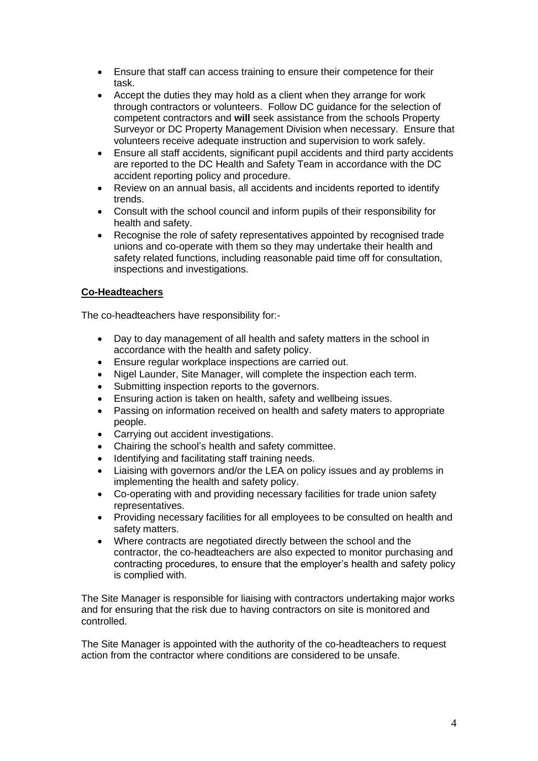- Ensure that staff can access training to ensure their competence for their task.
- Accept the duties they may hold as a client when they arrange for work through contractors or volunteers. Follow DC guidance for the selection of competent contractors and **will** seek assistance from the schools Property Surveyor or DC Property Management Division when necessary. Ensure that volunteers receive adequate instruction and supervision to work safely.
- Ensure all staff accidents, significant pupil accidents and third party accidents are reported to the DC Health and Safety Team in accordance with the DC accident reporting policy and procedure.
- Review on an annual basis, all accidents and incidents reported to identify trends.
- Consult with the school council and inform pupils of their responsibility for health and safety.
- Recognise the role of safety representatives appointed by recognised trade unions and co-operate with them so they may undertake their health and safety related functions, including reasonable paid time off for consultation, inspections and investigations.

**Co-Headteachers**

The co-headteachers have responsibility for:-

- Day to day management of all health and safety matters in the school in accordance with the health and safety policy.
- Ensure regular workplace inspections are carried out.
- Nigel Launder, Site Manager, will complete the inspection each term.
- Submitting inspection reports to the governors.
- Ensuring action is taken on health, safety and wellbeing issues.
- Passing on information received on health and safety maters to appropriate people.
- Carrying out accident investigations.
- Chairing the school's health and safety committee.
- Identifying and facilitating staff training needs.
- Liaising with governors and/or the LEA on policy issues and ay problems in implementing the health and safety policy.
- Co-operating with and providing necessary facilities for trade union safety representatives.
- Providing necessary facilities for all employees to be consulted on health and safety matters.
- Where contracts are negotiated directly between the school and the contractor, the co-headteachers are also expected to monitor purchasing and contracting procedures, to ensure that the employer's health and safety policy is complied with.

The Site Manager is responsible for liaising with contractors undertaking major works and for ensuring that the risk due to having contractors on site is monitored and controlled.

The Site Manager is appointed with the authority of the co-headteachers to request action from the contractor where conditions are considered to be unsafe.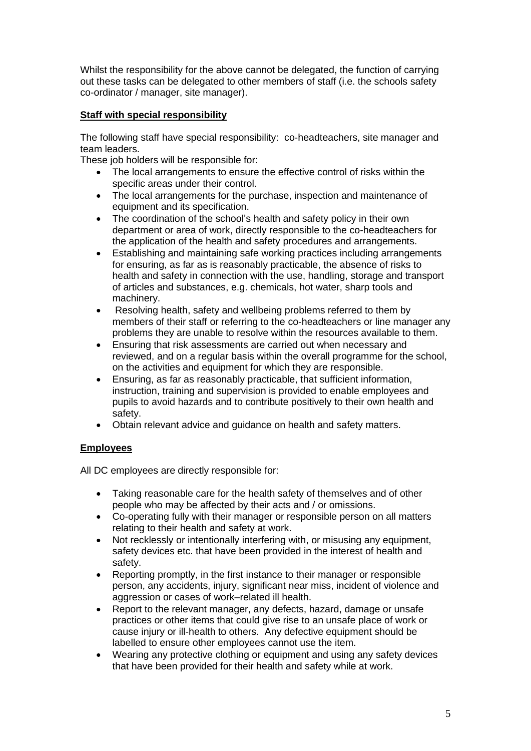Whilst the responsibility for the above cannot be delegated, the function of carrying out these tasks can be delegated to other members of staff (i.e. the schools safety co-ordinator / manager, site manager).

## Staff with special responsibility

The following staff have special responsibility: co-headteachers, site manager and team leaders.

These job holders will be responsible for:

- The local arrangements to ensure the effective control of risks within the specific areas under their control.
- The local arrangements for the purchase, inspection and maintenance of equipment and its specification.
- The coordination of the school's health and safety policy in their own department or area of work, directly responsible to the co-headteachers for the application of the health and safety procedures and arrangements.
- Establishing and maintaining safe working practices including arrangements for ensuring, as far as is reasonably practicable, the absence of risks to health and safety in connection with the use, handling, storage and transport of articles and substances, e.g. chemicals, hot water, sharp tools and machinery.
- Resolving health, safety and wellbeing problems referred to them by members of their staff or referring to the co-headteachers or line manager any problems they are unable to resolve within the resources available to them.
- Ensuring that risk assessments are carried out when necessary and reviewed, and on a regular basis within the overall programme for the school, on the activities and equipment for which they are responsible.
- Ensuring, as far as reasonably practicable, that sufficient information, instruction, training and supervision is provided to enable employees and pupils to avoid hazards and to contribute positively to their own health and safety.
- Obtain relevant advice and guidance on health and safety matters.

## Employees

All DC employees are directly responsible for:

- Taking reasonable care for the health safety of themselves and of other people who may be affected by their acts and / or omissions.
- Co-operating fully with their manager or responsible person on all matters relating to their health and safety at work.
- Not recklessly or intentionally interfering with, or misusing any equipment, safety devices etc. that have been provided in the interest of health and safety.
- Reporting promptly, in the first instance to their manager or responsible person, any accidents, injury, significant near miss, incident of violence and aggression or cases of work–related ill health.
- Report to the relevant manager, any defects, hazard, damage or unsafe practices or other items that could give rise to an unsafe place of work or cause injury or ill-health to others. Any defective equipment should be labelled to ensure other employees cannot use the item.
- Wearing any protective clothing or equipment and using any safety devices that have been provided for their health and safety while at work.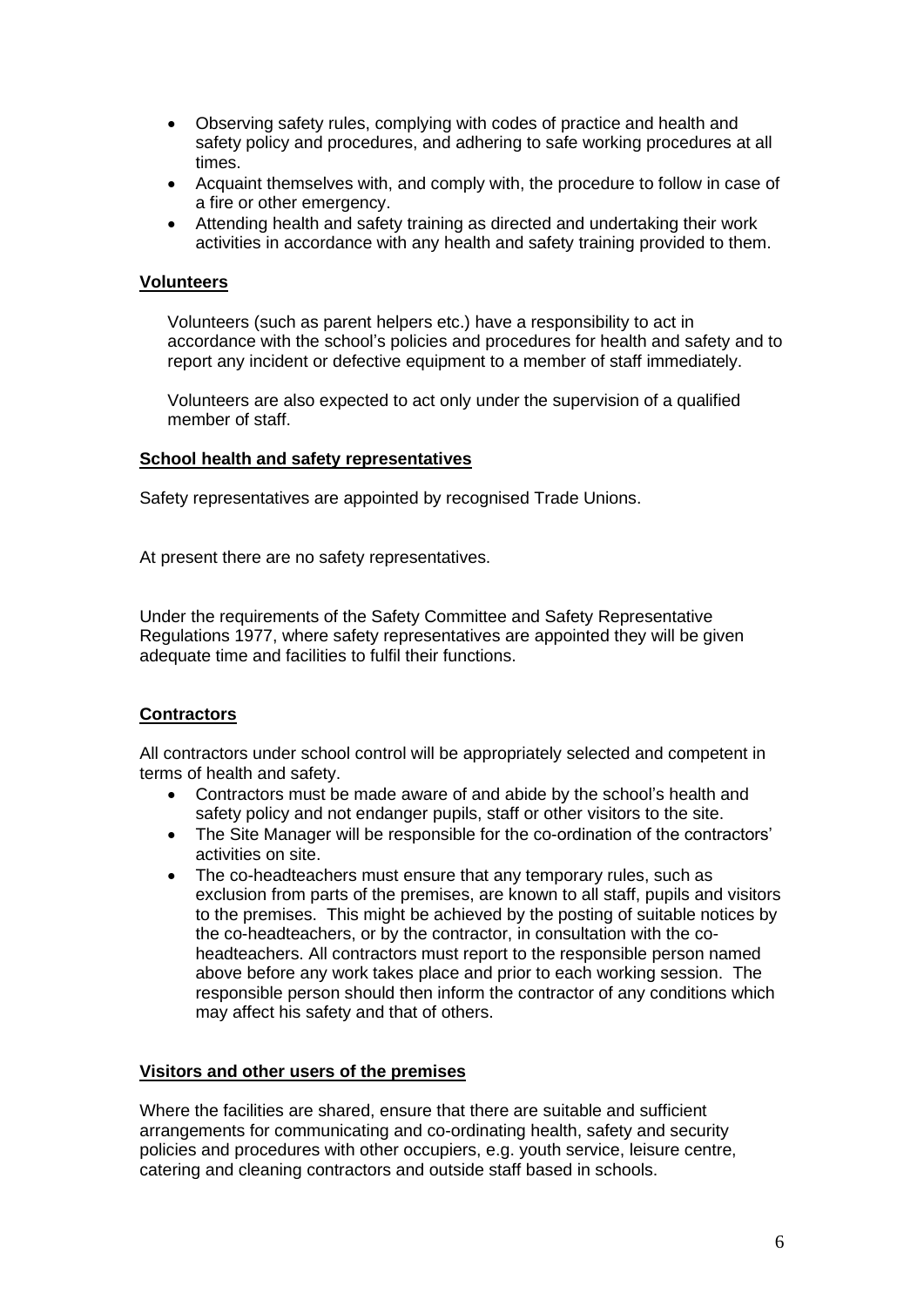- Observing safety rules, complying with codes of practice and health and safety policy and procedures, and adhering to safe working procedures at all times.
- Acquaint themselves with, and comply with, the procedure to follow in case of a fire or other emergency.
- Attending health and safety training as directed and undertaking their work activities in accordance with any health and safety training provided to them.

**Volunteers**

Volunteers (such as parent helpers etc.) have a responsibility to act in accordance with the school's policies and procedures for health and safety and to report any incident or defective equipment to a member of staff immediately.

Volunteers are also expected to act only under the supervision of a qualified member of staff.

**School health and safety representatives**

Safety representatives are appointed by recognised Trade Unions.

At present there are no safety representatives.

Under the requirements of the Safety Committee and Safety Representative Regulations 1977, where safety representatives are appointed they will be given adequate time and facilities to fulfil their functions.

**Contractors**

All contractors under school control will be appropriately selected and competent in terms of health and safety.

- Contractors must be made aware of and abide by the school's health and safety policy and not endanger pupils, staff or other visitors to the site.
- The Site Manager will be responsible for the co-ordination of the contractors' activities on site.
- The co-headteachers must ensure that any temporary rules, such as exclusion from parts of the premises, are known to all staff, pupils and visitors to the premises. This might be achieved by the posting of suitable notices by the co-headteachers, or by the contractor, in consultation with the co-headteachers. All contractors must report to the responsible person named above before any work takes place and prior to each working session. The responsible person should then inform the contractor of any conditions which may affect his safety and that of others.

**Visitors and other users of the premises**

Where the facilities are shared, ensure that there are suitable and sufficient arrangements for communicating and co-ordinating health, safety and security policies and procedures with other occupiers, e.g. youth service, leisure centre, catering and cleaning contractors and outside staff based in schools.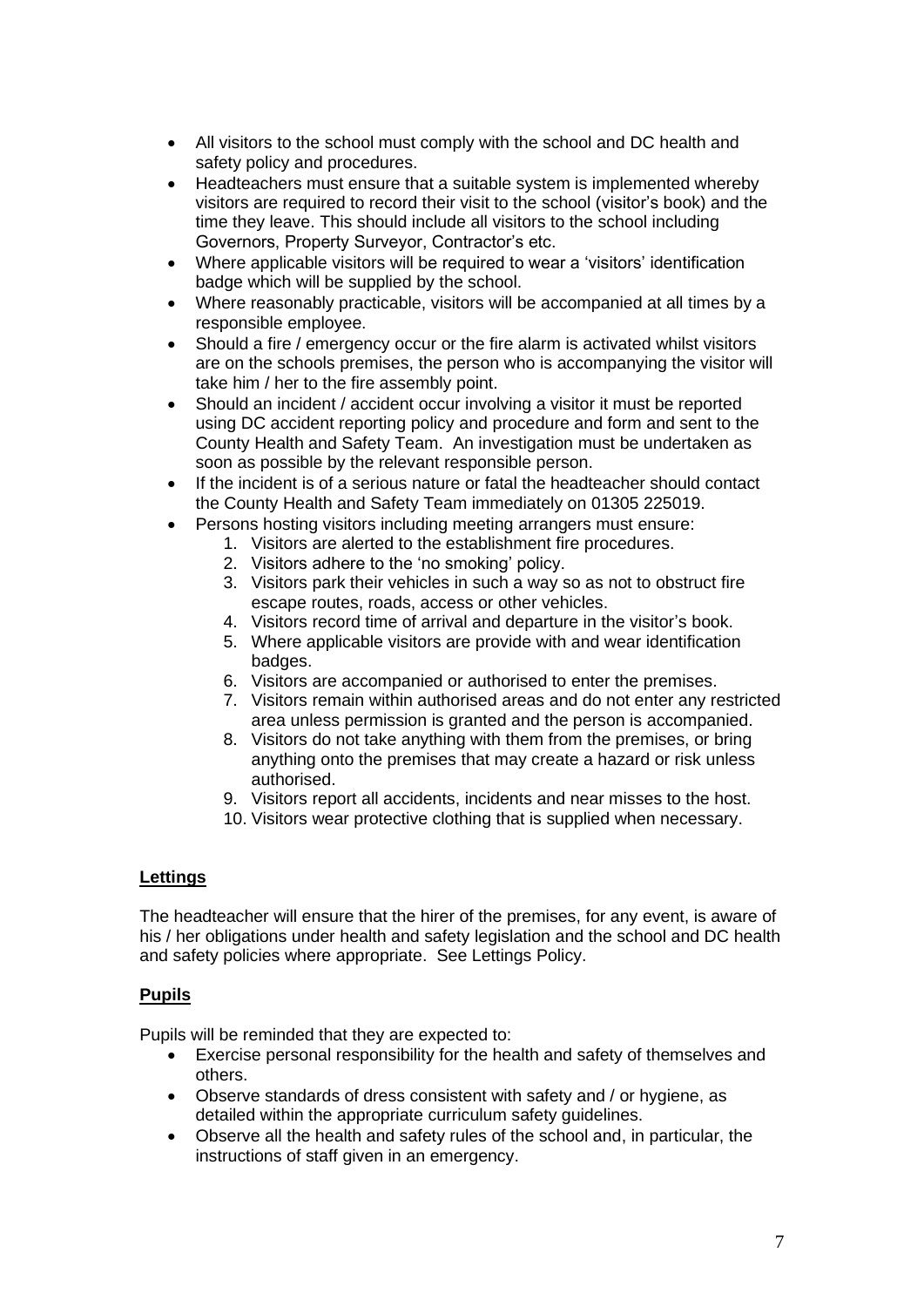- All visitors to the school must comply with the school and DC health and safety policy and procedures.
- Headteachers must ensure that a suitable system is implemented whereby visitors are required to record their visit to the school (visitor's book) and the time they leave. This should include all visitors to the school including Governors, Property Surveyor, Contractor's etc.
- Where applicable visitors will be required to wear a 'visitors' identification badge which will be supplied by the school.
- Where reasonably practicable, visitors will be accompanied at all times by a responsible employee.
- Should a fire / emergency occur or the fire alarm is activated whilst visitors are on the schools premises, the person who is accompanying the visitor will take him / her to the fire assembly point.
- Should an incident / accident occur involving a visitor it must be reported using DC accident reporting policy and procedure and form and sent to the County Health and Safety Team. An investigation must be undertaken as soon as possible by the relevant responsible person.
- If the incident is of a serious nature or fatal the headteacher should contact the County Health and Safety Team immediately on 01305 225019.
- Persons hosting visitors including meeting arrangers must ensure:
    1. Visitors are alerted to the establishment fire procedures.
    2. Visitors adhere to the 'no smoking' policy.
    3. Visitors park their vehicles in such a way so as not to obstruct fire escape routes, roads, access or other vehicles.
    4. Visitors record time of arrival and departure in the visitor's book.
    5. Where applicable visitors are provide with and wear identification badges.
    6. Visitors are accompanied or authorised to enter the premises.
    7. Visitors remain within authorised areas and do not enter any restricted area unless permission is granted and the person is accompanied.
    8. Visitors do not take anything with them from the premises, or bring anything onto the premises that may create a hazard or risk unless authorised.
    9. Visitors report all accidents, incidents and near misses to the host.
    10. Visitors wear protective clothing that is supplied when necessary.

**Lettings**

The headteacher will ensure that the hirer of the premises, for any event, is aware of his / her obligations under health and safety legislation and the school and DC health and safety policies where appropriate. See Lettings Policy.

**Pupils**

Pupils will be reminded that they are expected to:

- Exercise personal responsibility for the health and safety of themselves and others.
- Observe standards of dress consistent with safety and / or hygiene, as detailed within the appropriate curriculum safety guidelines.
- Observe all the health and safety rules of the school and, in particular, the instructions of staff given in an emergency.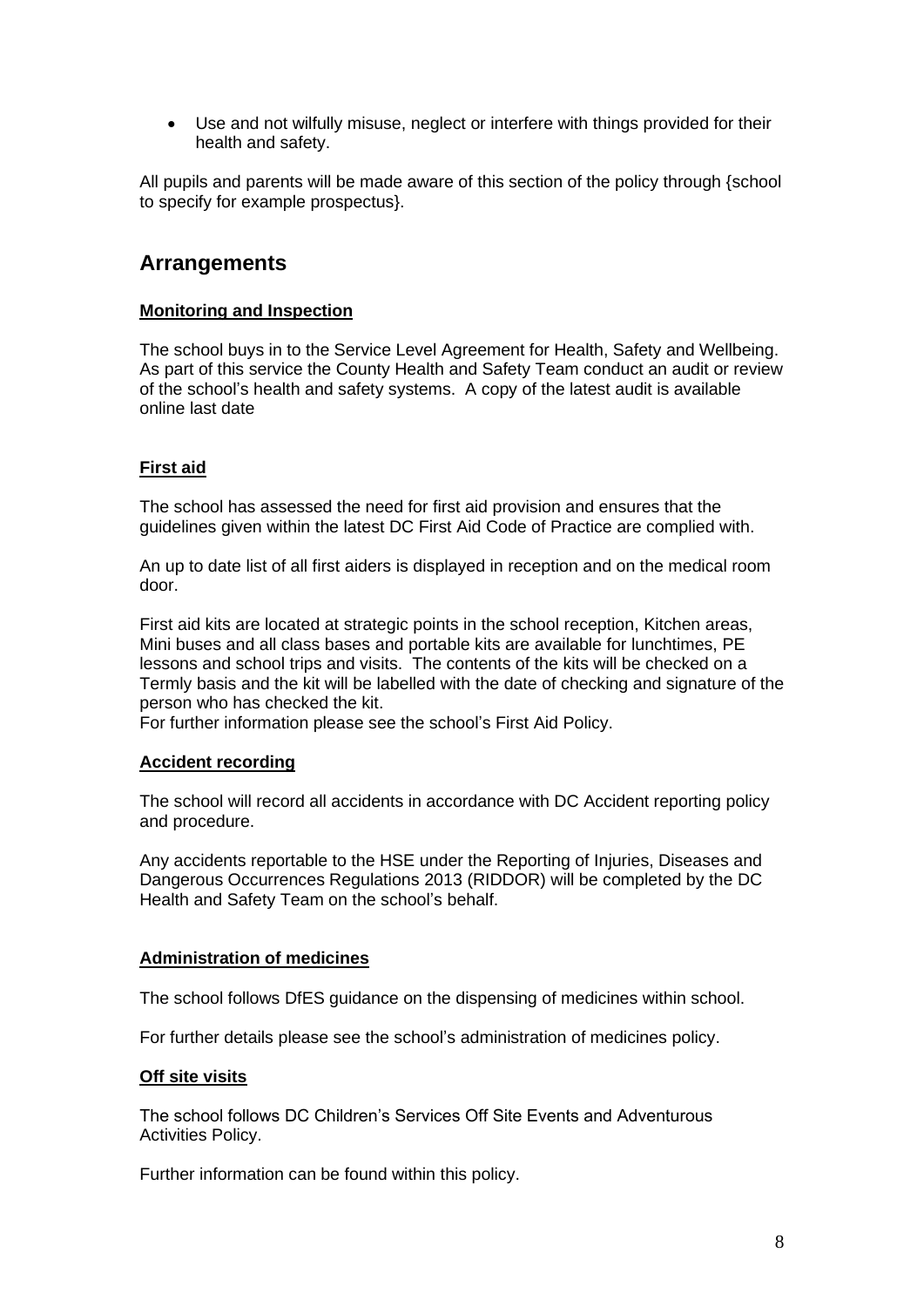- Use and not wilfully misuse, neglect or interfere with things provided for their health and safety.

All pupils and parents will be made aware of this section of the policy through {school to specify for example prospectus}.

## Arrangements

**Monitoring and Inspection**

The school buys in to the Service Level Agreement for Health, Safety and Wellbeing. As part of this service the County Health and Safety Team conduct an audit or review of the school's health and safety systems. A copy of the latest audit is available online last date

**First aid**

The school has assessed the need for first aid provision and ensures that the guidelines given within the latest DC First Aid Code of Practice are complied with.

An up to date list of all first aiders is displayed in reception and on the medical room door.

First aid kits are located at strategic points in the school reception, Kitchen areas, Mini buses and all class bases and portable kits are available for lunchtimes, PE lessons and school trips and visits. The contents of the kits will be checked on a Termly basis and the kit will be labelled with the date of checking and signature of the person who has checked the kit.
For further information please see the school's First Aid Policy.

**Accident recording**

The school will record all accidents in accordance with DC Accident reporting policy and procedure.

Any accidents reportable to the HSE under the Reporting of Injuries, Diseases and Dangerous Occurrences Regulations 2013 (RIDDOR) will be completed by the DC Health and Safety Team on the school's behalf.

**Administration of medicines**

The school follows DfES guidance on the dispensing of medicines within school.

For further details please see the school's administration of medicines policy.

**Off site visits**

The school follows DC Children's Services Off Site Events and Adventurous Activities Policy.

Further information can be found within this policy.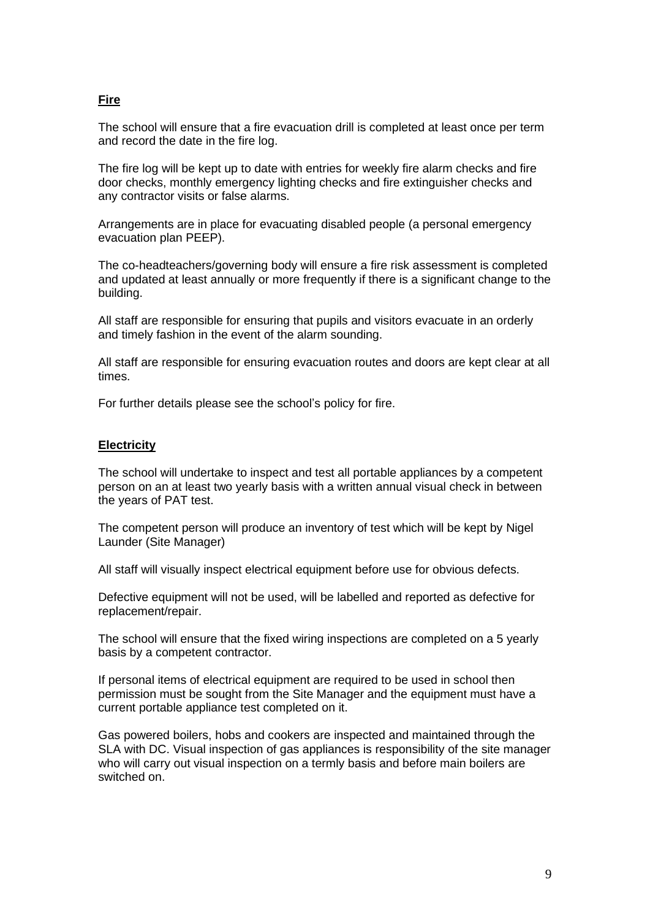**Fire**

The school will ensure that a fire evacuation drill is completed at least once per term and record the date in the fire log.

The fire log will be kept up to date with entries for weekly fire alarm checks and fire door checks, monthly emergency lighting checks and fire extinguisher checks and any contractor visits or false alarms.

Arrangements are in place for evacuating disabled people (a personal emergency evacuation plan PEEP).

The co-headteachers/governing body will ensure a fire risk assessment is completed and updated at least annually or more frequently if there is a significant change to the building.

All staff are responsible for ensuring that pupils and visitors evacuate in an orderly and timely fashion in the event of the alarm sounding.

All staff are responsible for ensuring evacuation routes and doors are kept clear at all times.

For further details please see the school's policy for fire.

**Electricity**

The school will undertake to inspect and test all portable appliances by a competent person on an at least two yearly basis with a written annual visual check in between the years of PAT test.

The competent person will produce an inventory of test which will be kept by Nigel Launder (Site Manager)

All staff will visually inspect electrical equipment before use for obvious defects.

Defective equipment will not be used, will be labelled and reported as defective for replacement/repair.

The school will ensure that the fixed wiring inspections are completed on a 5 yearly basis by a competent contractor.

If personal items of electrical equipment are required to be used in school then permission must be sought from the Site Manager and the equipment must have a current portable appliance test completed on it.

Gas powered boilers, hobs and cookers are inspected and maintained through the SLA with DC. Visual inspection of gas appliances is responsibility of the site manager who will carry out visual inspection on a termly basis and before main boilers are switched on.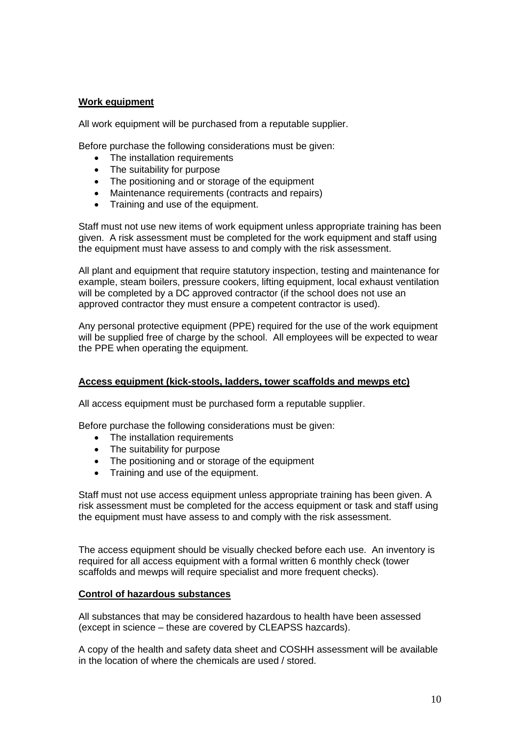## Work equipment

All work equipment will be purchased from a reputable supplier.

Before purchase the following considerations must be given:

- The installation requirements
- The suitability for purpose
- The positioning and or storage of the equipment
- Maintenance requirements (contracts and repairs)
- Training and use of the equipment.

Staff must not use new items of work equipment unless appropriate training has been given. A risk assessment must be completed for the work equipment and staff using the equipment must have assess to and comply with the risk assessment.

All plant and equipment that require statutory inspection, testing and maintenance for example, steam boilers, pressure cookers, lifting equipment, local exhaust ventilation will be completed by a DC approved contractor (if the school does not use an approved contractor they must ensure a competent contractor is used).

Any personal protective equipment (PPE) required for the use of the work equipment will be supplied free of charge by the school. All employees will be expected to wear the PPE when operating the equipment.

## Access equipment (kick-stools, ladders, tower scaffolds and mewps etc)

All access equipment must be purchased form a reputable supplier.

Before purchase the following considerations must be given:

- The installation requirements
- The suitability for purpose
- The positioning and or storage of the equipment
- Training and use of the equipment.

Staff must not use access equipment unless appropriate training has been given. A risk assessment must be completed for the access equipment or task and staff using the equipment must have assess to and comply with the risk assessment.

The access equipment should be visually checked before each use. An inventory is required for all access equipment with a formal written 6 monthly check (tower scaffolds and mewps will require specialist and more frequent checks).

## Control of hazardous substances

All substances that may be considered hazardous to health have been assessed (except in science – these are covered by CLEAPSS hazcards).

A copy of the health and safety data sheet and COSHH assessment will be available in the location of where the chemicals are used / stored.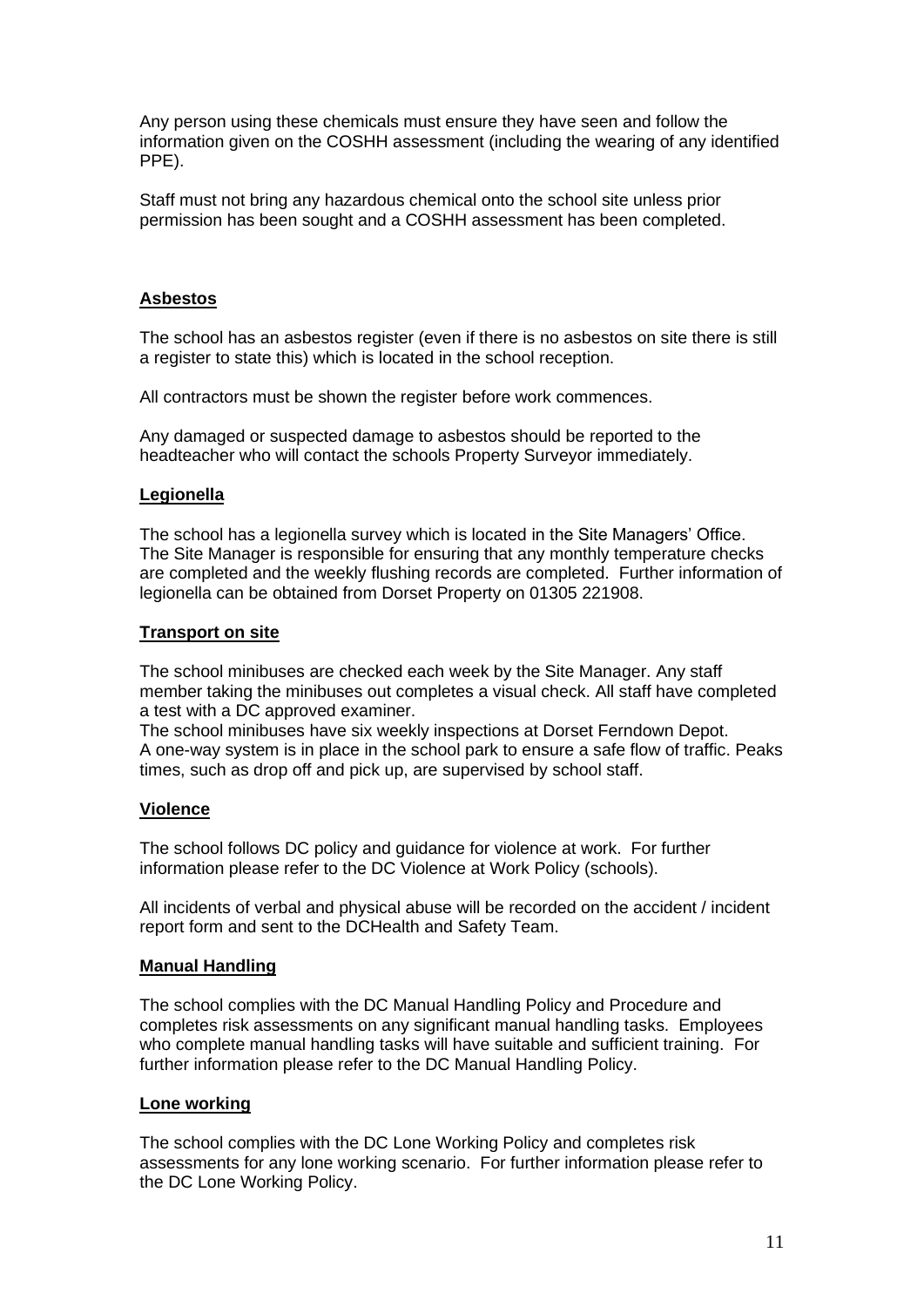Any person using these chemicals must ensure they have seen and follow the information given on the COSHH assessment (including the wearing of any identified PPE).

Staff must not bring any hazardous chemical onto the school site unless prior permission has been sought and a COSHH assessment has been completed.

## Asbestos

The school has an asbestos register (even if there is no asbestos on site there is still a register to state this) which is located in the school reception.

All contractors must be shown the register before work commences.

Any damaged or suspected damage to asbestos should be reported to the headteacher who will contact the schools Property Surveyor immediately.

## Legionella

The school has a legionella survey which is located in the Site Managers' Office. The Site Manager is responsible for ensuring that any monthly temperature checks are completed and the weekly flushing records are completed. Further information of legionella can be obtained from Dorset Property on 01305 221908.

## Transport on site

The school minibuses are checked each week by the Site Manager. Any staff member taking the minibuses out completes a visual check. All staff have completed a test with a DC approved examiner.
The school minibuses have six weekly inspections at Dorset Ferndown Depot.
A one-way system is in place in the school park to ensure a safe flow of traffic. Peaks times, such as drop off and pick up, are supervised by school staff.

## Violence

The school follows DC policy and guidance for violence at work. For further information please refer to the DC Violence at Work Policy (schools).

All incidents of verbal and physical abuse will be recorded on the accident / incident report form and sent to the DCHealth and Safety Team.

## Manual Handling

The school complies with the DC Manual Handling Policy and Procedure and completes risk assessments on any significant manual handling tasks. Employees who complete manual handling tasks will have suitable and sufficient training. For further information please refer to the DC Manual Handling Policy.

## Lone working

The school complies with the DC Lone Working Policy and completes risk assessments for any lone working scenario. For further information please refer to the DC Lone Working Policy.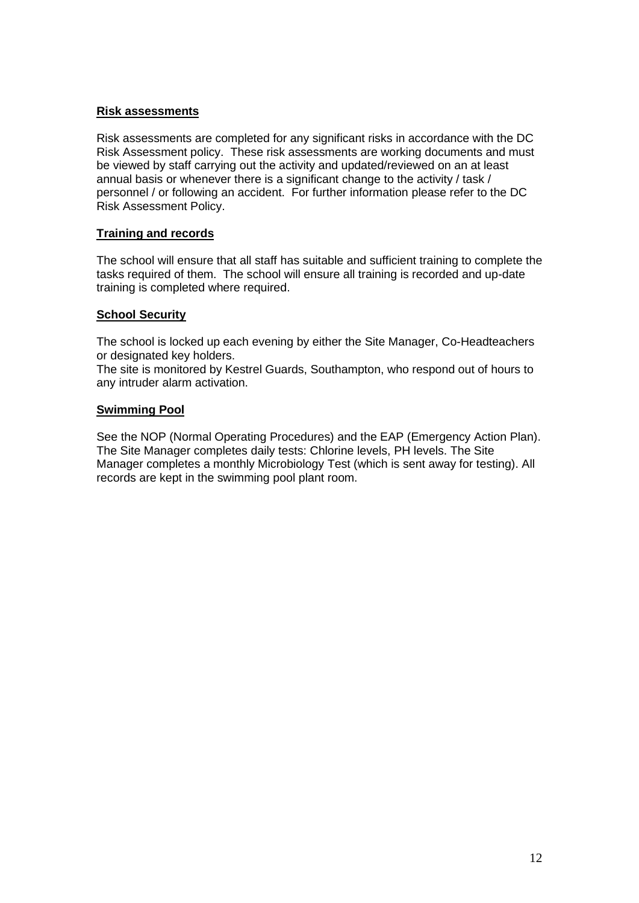**Risk assessments**

Risk assessments are completed for any significant risks in accordance with the DC Risk Assessment policy. These risk assessments are working documents and must be viewed by staff carrying out the activity and updated/reviewed on an at least annual basis or whenever there is a significant change to the activity / task / personnel / or following an accident. For further information please refer to the DC Risk Assessment Policy.

**Training and records**

The school will ensure that all staff has suitable and sufficient training to complete the tasks required of them. The school will ensure all training is recorded and up-date training is completed where required.

**School Security**

The school is locked up each evening by either the Site Manager, Co-Headteachers or designated key holders.
The site is monitored by Kestrel Guards, Southampton, who respond out of hours to any intruder alarm activation.

**Swimming Pool**

See the NOP (Normal Operating Procedures) and the EAP (Emergency Action Plan). The Site Manager completes daily tests: Chlorine levels, PH levels. The Site Manager completes a monthly Microbiology Test (which is sent away for testing). All records are kept in the swimming pool plant room.